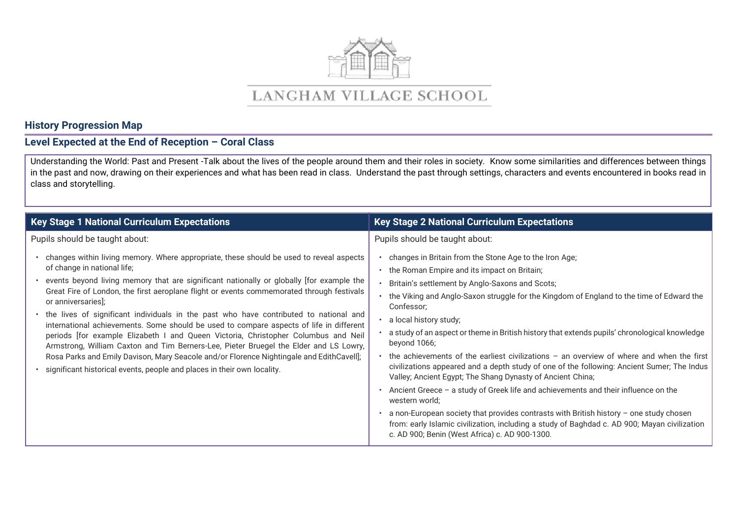# LANGHAM VILLAGE SCHOOL

## History Progression Map

### Level Expected at the End of Reception – Coral Class

Understanding the World: Past and Present -Talk about the lives of the people around them and their roles in society. Know some similarities and differences between things in the past and now, drawing on their experiences and what has been read in class. Understand the past through settings, characters and events encountered in books read in class and storytelling.

| Key Stage 1 National Curriculum Expectations | Key Stage 2 National Curriculum Expectations |
|---|---|
| Pupils should be taught about:<br><br>• changes within living memory. Where appropriate, these should be used to reveal aspects of change in national life;<br>• events beyond living memory that are significant nationally or globally [for example the Great Fire of London, the first aeroplane flight or events commemorated through festivals or anniversaries];<br>• the lives of significant individuals in the past who have contributed to national and international achievements. Some should be used to compare aspects of life in different periods [for example Elizabeth I and Queen Victoria, Christopher Columbus and Neil Armstrong, William Caxton and Tim Berners-Lee, Pieter Bruegel the Elder and LS Lowry, Rosa Parks and Emily Davison, Mary Seacole and/or Florence Nightingale and EdithCavell];<br>• significant historical events, people and places in their own locality. | Pupils should be taught about:<br><br>• changes in Britain from the Stone Age to the Iron Age;<br>• the Roman Empire and its impact on Britain;<br>• Britain's settlement by Anglo-Saxons and Scots;<br>• the Viking and Anglo-Saxon struggle for the Kingdom of England to the time of Edward the Confessor;<br>• a local history study;<br>• a study of an aspect or theme in British history that extends pupils' chronological knowledge beyond 1066;<br>• the achievements of the earliest civilizations – an overview of where and when the first civilizations appeared and a depth study of one of the following: Ancient Sumer; The Indus Valley; Ancient Egypt; The Shang Dynasty of Ancient China;<br>• Ancient Greece – a study of Greek life and achievements and their influence on the western world;<br>• a non-European society that provides contrasts with British history – one study chosen from: early Islamic civilization, including a study of Baghdad c. AD 900; Mayan civilization c. AD 900; Benin (West Africa) c. AD 900-1300. |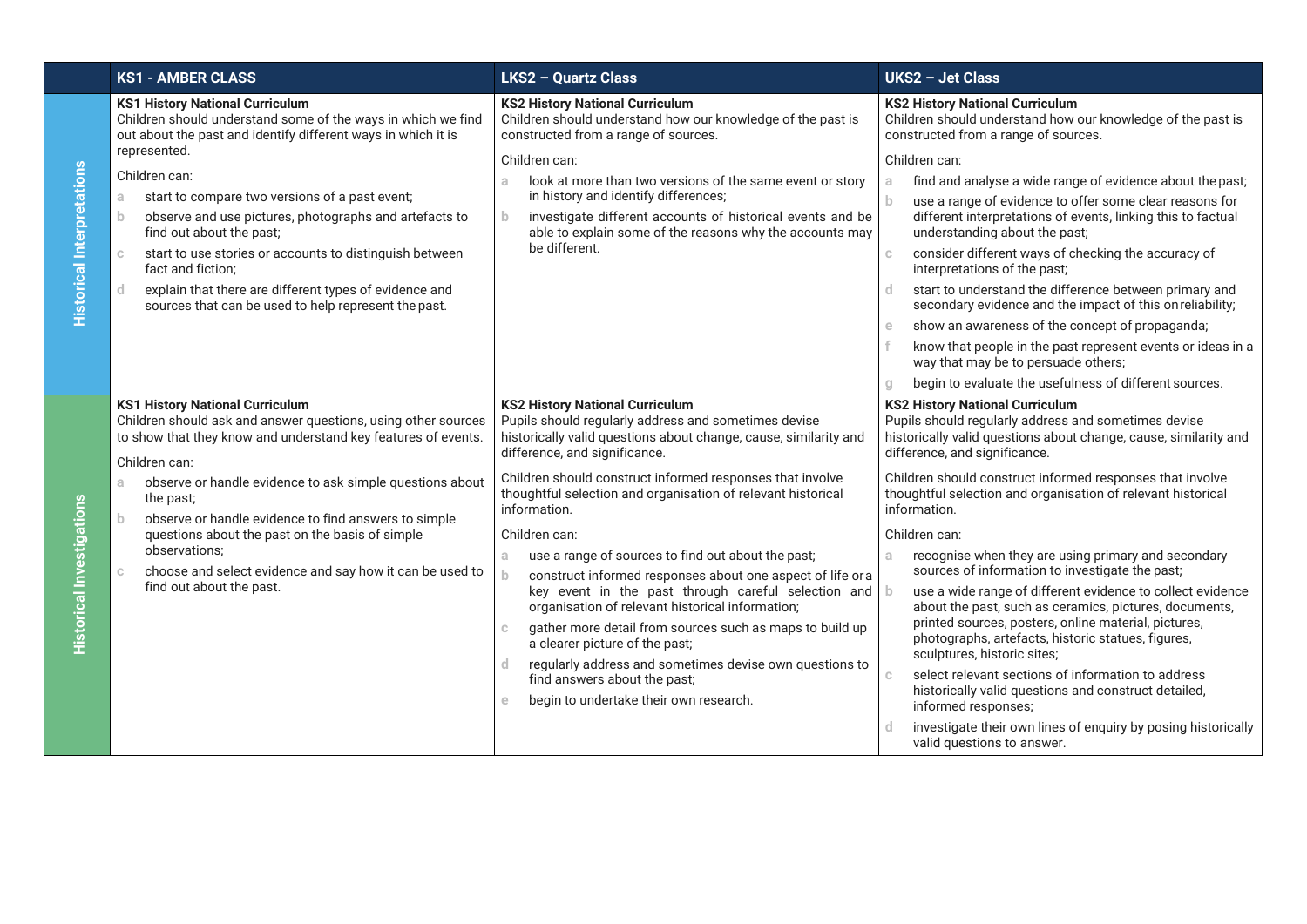| | KS1 - AMBER CLASS | LKS2 – Quartz Class | UKS2 – Jet Class |
|---|---|---|---|
| **Historical Interpretations** | **KS1 History National Curriculum**<br>Children should understand some of the ways in which we find out about the past and identify different ways in which it is represented.<br><br>Children can:<br>a start to compare two versions of a past event;<br>b observe and use pictures, photographs and artefacts to find out about the past;<br>c start to use stories or accounts to distinguish between fact and fiction;<br>d explain that there are different types of evidence and sources that can be used to help represent the past. | **KS2 History National Curriculum**<br>Children should understand how our knowledge of the past is constructed from a range of sources.<br><br>Children can:<br>a look at more than two versions of the same event or story in history and identify differences;<br>b investigate different accounts of historical events and be able to explain some of the reasons why the accounts may be different. | **KS2 History National Curriculum**<br>Children should understand how our knowledge of the past is constructed from a range of sources.<br><br>Children can:<br>a find and analyse a wide range of evidence about the past;<br>b use a range of evidence to offer some clear reasons for different interpretations of events, linking this to factual understanding about the past;<br>c consider different ways of checking the accuracy of interpretations of the past;<br>d start to understand the difference between primary and secondary evidence and the impact of this on reliability;<br>e show an awareness of the concept of propaganda;<br>f know that people in the past represent events or ideas in a way that may be to persuade others;<br>g begin to evaluate the usefulness of different sources. |
| **Historical Investigations** | **KS1 History National Curriculum**<br>Children should ask and answer questions, using other sources to show that they know and understand key features of events.<br><br>Children can:<br>a observe or handle evidence to ask simple questions about the past;<br>b observe or handle evidence to find answers to simple questions about the past on the basis of simple observations;<br>c choose and select evidence and say how it can be used to find out about the past. | **KS2 History National Curriculum**<br>Pupils should regularly address and sometimes devise historically valid questions about change, cause, similarity and difference, and significance.<br><br>Children should construct informed responses that involve thoughtful selection and organisation of relevant historical information.<br><br>Children can:<br>a use a range of sources to find out about the past;<br>b construct informed responses about one aspect of life or a key event in the past through careful selection and organisation of relevant historical information;<br>c gather more detail from sources such as maps to build up a clearer picture of the past;<br>d regularly address and sometimes devise own questions to find answers about the past;<br>e begin to undertake their own research. | **KS2 History National Curriculum**<br>Pupils should regularly address and sometimes devise historically valid questions about change, cause, similarity and difference, and significance.<br><br>Children should construct informed responses that involve thoughtful selection and organisation of relevant historical information.<br><br>Children can:<br>a recognise when they are using primary and secondary sources of information to investigate the past;<br>b use a wide range of different evidence to collect evidence about the past, such as ceramics, pictures, documents, printed sources, posters, online material, pictures, photographs, artefacts, historic statues, figures, sculptures, historic sites;<br>c select relevant sections of information to address historically valid questions and construct detailed, informed responses;<br>d investigate their own lines of enquiry by posing historically valid questions to answer. |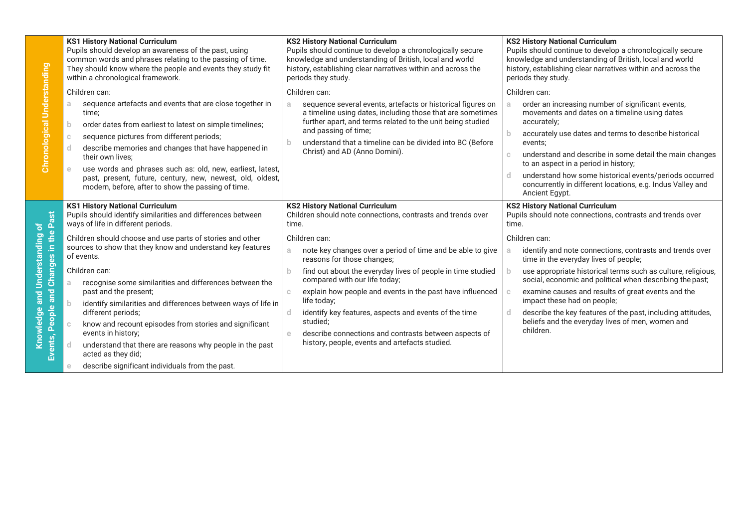| | KS1 | KS2 | KS2 |
|---|---|---|---|
| **Chronological Understanding** | **KS1 History National Curriculum**<br>Pupils should develop an awareness of the past, using common words and phrases relating to the passing of time. They should know where the people and events they study fit within a chronological framework.<br><br>Children can:<br>a sequence artefacts and events that are close together in time;<br>b order dates from earliest to latest on simple timelines;<br>c sequence pictures from different periods;<br>d describe memories and changes that have happened in their own lives;<br>e use words and phrases such as: old, new, earliest, latest, past, present, future, century, new, newest, old, oldest, modern, before, after to show the passing of time. | **KS2 History National Curriculum**<br>Pupils should continue to develop a chronologically secure knowledge and understanding of British, local and world history, establishing clear narratives within and across the periods they study.<br><br>Children can:<br>a sequence several events, artefacts or historical figures on a timeline using dates, including those that are sometimes further apart, and terms related to the unit being studied and passing of time;<br>b understand that a timeline can be divided into BC (Before Christ) and AD (Anno Domini). | **KS2 History National Curriculum**<br>Pupils should continue to develop a chronologically secure knowledge and understanding of British, local and world history, establishing clear narratives within and across the periods they study.<br><br>Children can:<br>a order an increasing number of significant events, movements and dates on a timeline using dates accurately;<br>b accurately use dates and terms to describe historical events;<br>c understand and describe in some detail the main changes to an aspect in a period in history;<br>d understand how some historical events/periods occurred concurrently in different locations, e.g. Indus Valley and Ancient Egypt. |
| **Knowledge and Understanding of Events, People and Changes in the Past** | **KS1 History National Curriculum**<br>Pupils should identify similarities and differences between ways of life in different periods.<br><br>Children should choose and use parts of stories and other sources to show that they know and understand key features of events.<br><br>Children can:<br>a recognise some similarities and differences between the past and the present;<br>b identify similarities and differences between ways of life in different periods;<br>c know and recount episodes from stories and significant events in history;<br>d understand that there are reasons why people in the past acted as they did;<br>e describe significant individuals from the past. | **KS2 History National Curriculum**<br>Children should note connections, contrasts and trends over time.<br><br>Children can:<br>a note key changes over a period of time and be able to give reasons for those changes;<br>b find out about the everyday lives of people in time studied compared with our life today;<br>c explain how people and events in the past have influenced life today;<br>d identify key features, aspects and events of the time studied;<br>e describe connections and contrasts between aspects of history, people, events and artefacts studied. | **KS2 History National Curriculum**<br>Pupils should note connections, contrasts and trends over time.<br><br>Children can:<br>a identify and note connections, contrasts and trends over time in the everyday lives of people;<br>b use appropriate historical terms such as culture, religious, social, economic and political when describing the past;<br>c examine causes and results of great events and the impact these had on people;<br>d describe the key features of the past, including attitudes, beliefs and the everyday lives of men, women and children. |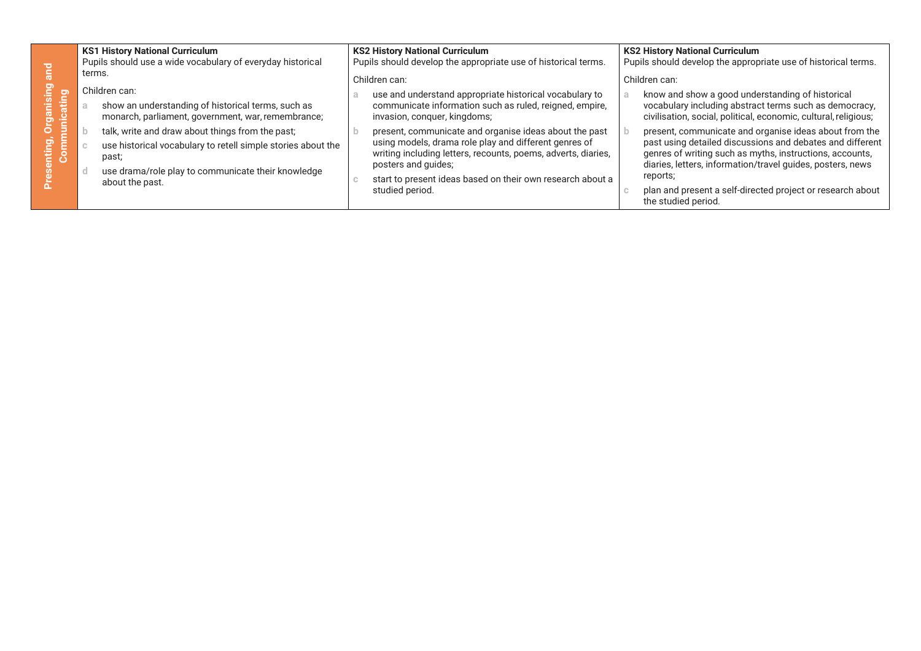| | | | |
|---|---|---|---|
| **Presenting, Organising and Communicating** | **KS1 History National Curriculum**<br>Pupils should use a wide vocabulary of everyday historical terms.<br><br>Children can:<br>a show an understanding of historical terms, such as monarch, parliament, government, war, remembrance;<br>b talk, write and draw about things from the past;<br>c use historical vocabulary to retell simple stories about the past;<br>d use drama/role play to communicate their knowledge about the past. | **KS2 History National Curriculum**<br>Pupils should develop the appropriate use of historical terms.<br><br>Children can:<br>a use and understand appropriate historical vocabulary to communicate information such as ruled, reigned, empire, invasion, conquer, kingdoms;<br>b present, communicate and organise ideas about the past using models, drama role play and different genres of writing including letters, recounts, poems, adverts, diaries, posters and guides;<br>c start to present ideas based on their own research about a studied period. | **KS2 History National Curriculum**<br>Pupils should develop the appropriate use of historical terms.<br><br>Children can:<br>a know and show a good understanding of historical vocabulary including abstract terms such as democracy, civilisation, social, political, economic, cultural, religious;<br>b present, communicate and organise ideas about from the past using detailed discussions and debates and different genres of writing such as myths, instructions, accounts, diaries, letters, information/travel guides, posters, news reports;<br>c plan and present a self-directed project or research about the studied period. |